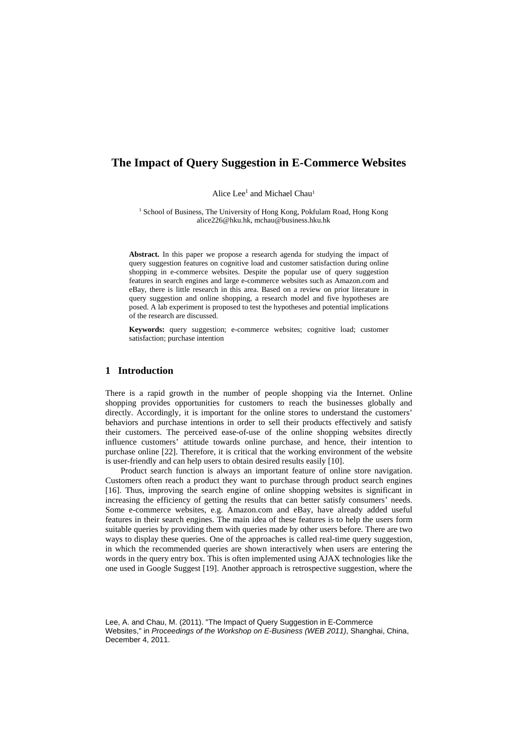# The Impact of Query Suggestion in E-Commerce Websites

Alice Lee[1] and Michael Chau[1]

[1] School of Business, The University of Hong Kong, Pokfulam Road, Hong Kong
alice226@hku.hk, mchau@business.hku.hk

**Abstract.** In this paper we propose a research agenda for studying the impact of query suggestion features on cognitive load and customer satisfaction during online shopping in e-commerce websites. Despite the popular use of query suggestion features in search engines and large e-commerce websites such as Amazon.com and eBay, there is little research in this area. Based on a review on prior literature in query suggestion and online shopping, a research model and five hypotheses are posed. A lab experiment is proposed to test the hypotheses and potential implications of the research are discussed.

**Keywords:** query suggestion; e-commerce websites; cognitive load; customer satisfaction; purchase intention

## 1 Introduction

There is a rapid growth in the number of people shopping via the Internet. Online shopping provides opportunities for customers to reach the businesses globally and directly. Accordingly, it is important for the online stores to understand the customers' behaviors and purchase intentions in order to sell their products effectively and satisfy their customers. The perceived ease-of-use of the online shopping websites directly influence customers' attitude towards online purchase, and hence, their intention to purchase online [22]. Therefore, it is critical that the working environment of the website is user-friendly and can help users to obtain desired results easily [10].

Product search function is always an important feature of online store navigation. Customers often reach a product they want to purchase through product search engines [16]. Thus, improving the search engine of online shopping websites is significant in increasing the efficiency of getting the results that can better satisfy consumers' needs. Some e-commerce websites, e.g. Amazon.com and eBay, have already added useful features in their search engines. The main idea of these features is to help the users form suitable queries by providing them with queries made by other users before. There are two ways to display these queries. One of the approaches is called real-time query suggestion, in which the recommended queries are shown interactively when users are entering the words in the query entry box. This is often implemented using AJAX technologies like the one used in Google Suggest [19]. Another approach is retrospective suggestion, where the

Lee, A. and Chau, M. (2011). "The Impact of Query Suggestion in E-Commerce Websites," in *Proceedings of the Workshop on E-Business (WEB 2011)*, Shanghai, China, December 4, 2011.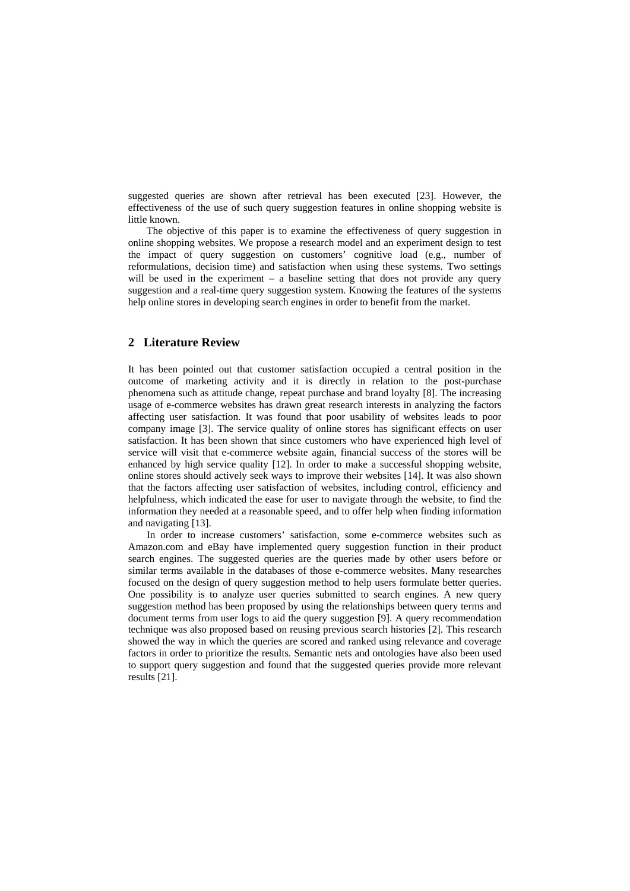suggested queries are shown after retrieval has been executed [23]. However, the effectiveness of the use of such query suggestion features in online shopping website is little known.

The objective of this paper is to examine the effectiveness of query suggestion in online shopping websites. We propose a research model and an experiment design to test the impact of query suggestion on customers' cognitive load (e.g., number of reformulations, decision time) and satisfaction when using these systems. Two settings will be used in the experiment – a baseline setting that does not provide any query suggestion and a real-time query suggestion system. Knowing the features of the systems help online stores in developing search engines in order to benefit from the market.

## 2 Literature Review

It has been pointed out that customer satisfaction occupied a central position in the outcome of marketing activity and it is directly in relation to the post-purchase phenomena such as attitude change, repeat purchase and brand loyalty [8]. The increasing usage of e-commerce websites has drawn great research interests in analyzing the factors affecting user satisfaction. It was found that poor usability of websites leads to poor company image [3]. The service quality of online stores has significant effects on user satisfaction. It has been shown that since customers who have experienced high level of service will visit that e-commerce website again, financial success of the stores will be enhanced by high service quality [12]. In order to make a successful shopping website, online stores should actively seek ways to improve their websites [14]. It was also shown that the factors affecting user satisfaction of websites, including control, efficiency and helpfulness, which indicated the ease for user to navigate through the website, to find the information they needed at a reasonable speed, and to offer help when finding information and navigating [13].

In order to increase customers' satisfaction, some e-commerce websites such as Amazon.com and eBay have implemented query suggestion function in their product search engines. The suggested queries are the queries made by other users before or similar terms available in the databases of those e-commerce websites. Many researches focused on the design of query suggestion method to help users formulate better queries. One possibility is to analyze user queries submitted to search engines. A new query suggestion method has been proposed by using the relationships between query terms and document terms from user logs to aid the query suggestion [9]. A query recommendation technique was also proposed based on reusing previous search histories [2]. This research showed the way in which the queries are scored and ranked using relevance and coverage factors in order to prioritize the results. Semantic nets and ontologies have also been used to support query suggestion and found that the suggested queries provide more relevant results [21].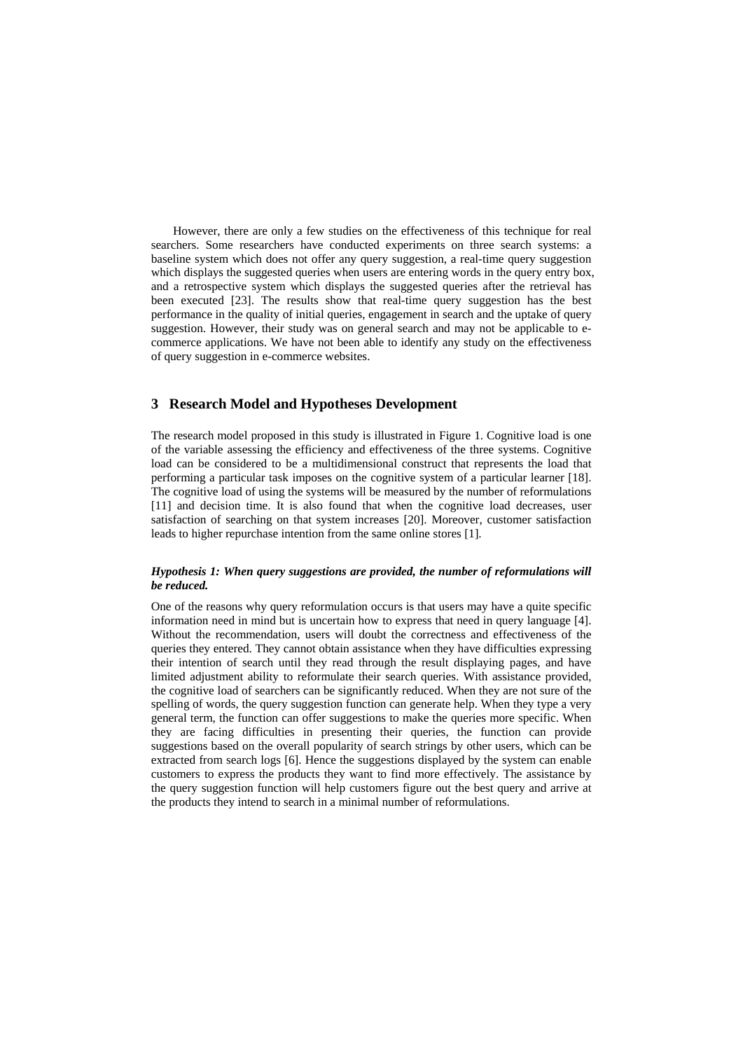However, there are only a few studies on the effectiveness of this technique for real searchers. Some researchers have conducted experiments on three search systems: a baseline system which does not offer any query suggestion, a real-time query suggestion which displays the suggested queries when users are entering words in the query entry box, and a retrospective system which displays the suggested queries after the retrieval has been executed [23]. The results show that real-time query suggestion has the best performance in the quality of initial queries, engagement in search and the uptake of query suggestion. However, their study was on general search and may not be applicable to e-commerce applications. We have not been able to identify any study on the effectiveness of query suggestion in e-commerce websites.

## 3 Research Model and Hypotheses Development

The research model proposed in this study is illustrated in Figure 1. Cognitive load is one of the variable assessing the efficiency and effectiveness of the three systems. Cognitive load can be considered to be a multidimensional construct that represents the load that performing a particular task imposes on the cognitive system of a particular learner [18]. The cognitive load of using the systems will be measured by the number of reformulations [11] and decision time. It is also found that when the cognitive load decreases, user satisfaction of searching on that system increases [20]. Moreover, customer satisfaction leads to higher repurchase intention from the same online stores [1].

***Hypothesis 1: When query suggestions are provided, the number of reformulations will be reduced.***

One of the reasons why query reformulation occurs is that users may have a quite specific information need in mind but is uncertain how to express that need in query language [4]. Without the recommendation, users will doubt the correctness and effectiveness of the queries they entered. They cannot obtain assistance when they have difficulties expressing their intention of search until they read through the result displaying pages, and have limited adjustment ability to reformulate their search queries. With assistance provided, the cognitive load of searchers can be significantly reduced. When they are not sure of the spelling of words, the query suggestion function can generate help. When they type a very general term, the function can offer suggestions to make the queries more specific. When they are facing difficulties in presenting their queries, the function can provide suggestions based on the overall popularity of search strings by other users, which can be extracted from search logs [6]. Hence the suggestions displayed by the system can enable customers to express the products they want to find more effectively. The assistance by the query suggestion function will help customers figure out the best query and arrive at the products they intend to search in a minimal number of reformulations.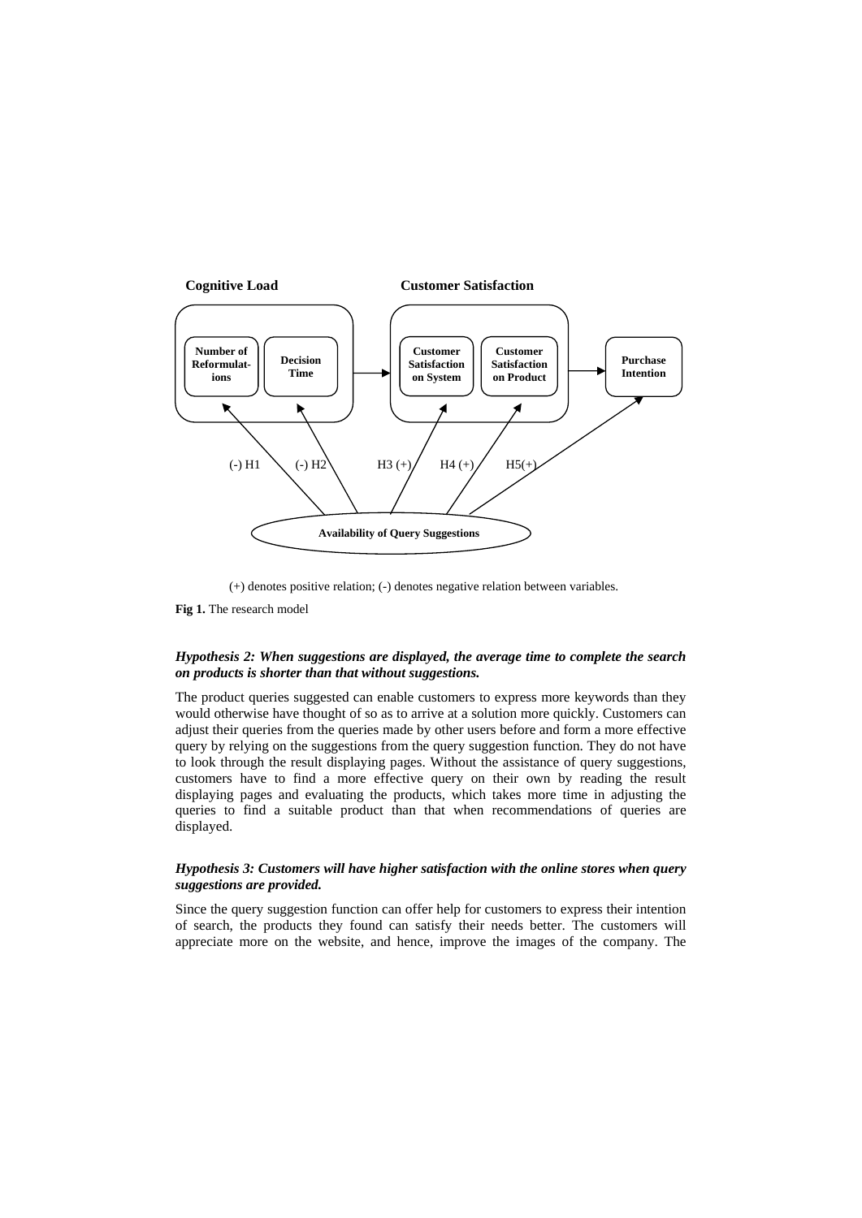(+) denotes positive relation; (-) denotes negative relation between variables.

**Fig 1.** The research model

***Hypothesis 2: When suggestions are displayed, the average time to complete the search on products is shorter than that without suggestions.***

The product queries suggested can enable customers to express more keywords than they would otherwise have thought of so as to arrive at a solution more quickly. Customers can adjust their queries from the queries made by other users before and form a more effective query by relying on the suggestions from the query suggestion function. They do not have to look through the result displaying pages. Without the assistance of query suggestions, customers have to find a more effective query on their own by reading the result displaying pages and evaluating the products, which takes more time in adjusting the queries to find a suitable product than that when recommendations of queries are displayed.

***Hypothesis 3: Customers will have higher satisfaction with the online stores when query suggestions are provided.***

Since the query suggestion function can offer help for customers to express their intention of search, the products they found can satisfy their needs better. The customers will appreciate more on the website, and hence, improve the images of the company. The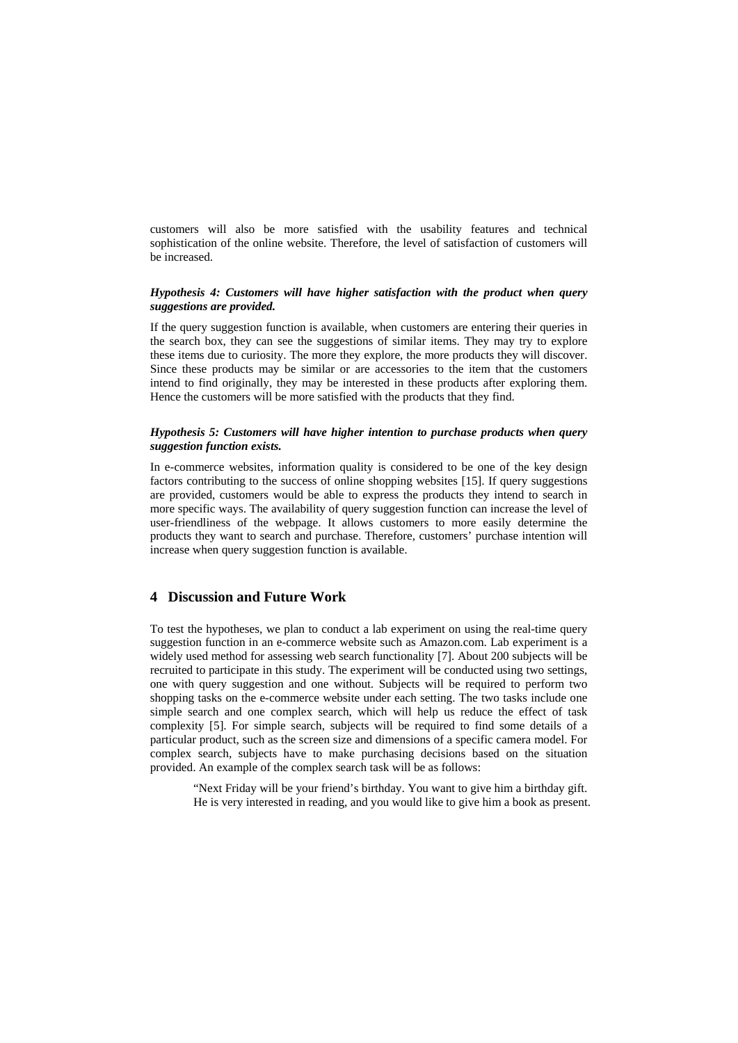customers will also be more satisfied with the usability features and technical sophistication of the online website. Therefore, the level of satisfaction of customers will be increased.

***Hypothesis 4: Customers will have higher satisfaction with the product when query suggestions are provided.***

If the query suggestion function is available, when customers are entering their queries in the search box, they can see the suggestions of similar items. They may try to explore these items due to curiosity. The more they explore, the more products they will discover. Since these products may be similar or are accessories to the item that the customers intend to find originally, they may be interested in these products after exploring them. Hence the customers will be more satisfied with the products that they find.

***Hypothesis 5: Customers will have higher intention to purchase products when query suggestion function exists.***

In e-commerce websites, information quality is considered to be one of the key design factors contributing to the success of online shopping websites [15]. If query suggestions are provided, customers would be able to express the products they intend to search in more specific ways. The availability of query suggestion function can increase the level of user-friendliness of the webpage. It allows customers to more easily determine the products they want to search and purchase. Therefore, customers' purchase intention will increase when query suggestion function is available.

## 4 Discussion and Future Work

To test the hypotheses, we plan to conduct a lab experiment on using the real-time query suggestion function in an e-commerce website such as Amazon.com. Lab experiment is a widely used method for assessing web search functionality [7]. About 200 subjects will be recruited to participate in this study. The experiment will be conducted using two settings, one with query suggestion and one without. Subjects will be required to perform two shopping tasks on the e-commerce website under each setting. The two tasks include one simple search and one complex search, which will help us reduce the effect of task complexity [5]. For simple search, subjects will be required to find some details of a particular product, such as the screen size and dimensions of a specific camera model. For complex search, subjects have to make purchasing decisions based on the situation provided. An example of the complex search task will be as follows:

> "Next Friday will be your friend's birthday. You want to give him a birthday gift. He is very interested in reading, and you would like to give him a book as present.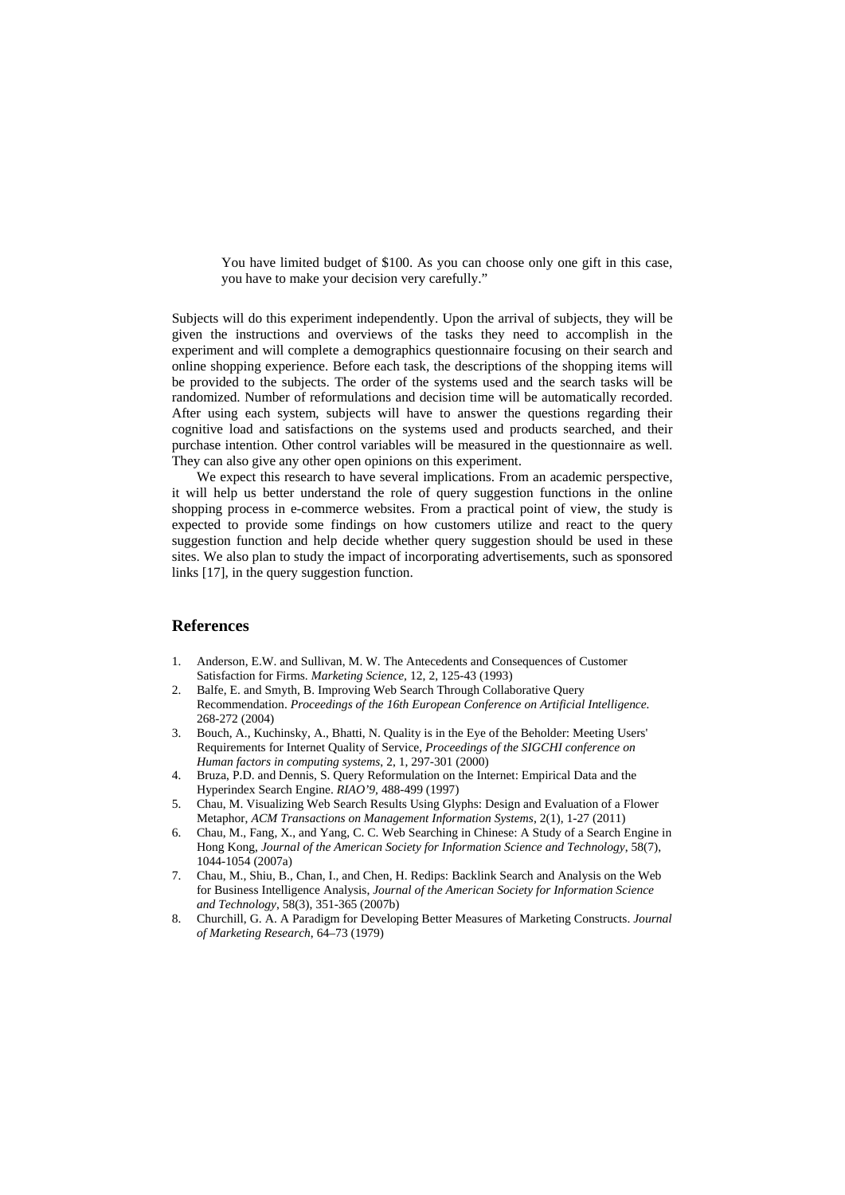You have limited budget of $100. As you can choose only one gift in this case, you have to make your decision very carefully."

Subjects will do this experiment independently. Upon the arrival of subjects, they will be given the instructions and overviews of the tasks they need to accomplish in the experiment and will complete a demographics questionnaire focusing on their search and online shopping experience. Before each task, the descriptions of the shopping items will be provided to the subjects. The order of the systems used and the search tasks will be randomized. Number of reformulations and decision time will be automatically recorded. After using each system, subjects will have to answer the questions regarding their cognitive load and satisfactions on the systems used and products searched, and their purchase intention. Other control variables will be measured in the questionnaire as well. They can also give any other open opinions on this experiment.

We expect this research to have several implications. From an academic perspective, it will help us better understand the role of query suggestion functions in the online shopping process in e-commerce websites. From a practical point of view, the study is expected to provide some findings on how customers utilize and react to the query suggestion function and help decide whether query suggestion should be used in these sites. We also plan to study the impact of incorporating advertisements, such as sponsored links [17], in the query suggestion function.

## References

1. Anderson, E.W. and Sullivan, M. W. The Antecedents and Consequences of Customer Satisfaction for Firms. *Marketing Science*, 12, 2, 125-43 (1993)
2. Balfe, E. and Smyth, B. Improving Web Search Through Collaborative Query Recommendation. *Proceedings of the 16th European Conference on Artificial Intelligence*. 268-272 (2004)
3. Bouch, A., Kuchinsky, A., Bhatti, N. Quality is in the Eye of the Beholder: Meeting Users' Requirements for Internet Quality of Service, *Proceedings of the SIGCHI conference on Human factors in computing systems*, 2, 1, 297-301 (2000)
4. Bruza, P.D. and Dennis, S. Query Reformulation on the Internet: Empirical Data and the Hyperindex Search Engine. *RIAO'9*, 488-499 (1997)
5. Chau, M. Visualizing Web Search Results Using Glyphs: Design and Evaluation of a Flower Metaphor, *ACM Transactions on Management Information Systems*, 2(1), 1-27 (2011)
6. Chau, M., Fang, X., and Yang, C. C. Web Searching in Chinese: A Study of a Search Engine in Hong Kong, *Journal of the American Society for Information Science and Technology*, 58(7), 1044-1054 (2007a)
7. Chau, M., Shiu, B., Chan, I., and Chen, H. Redips: Backlink Search and Analysis on the Web for Business Intelligence Analysis, *Journal of the American Society for Information Science and Technology*, 58(3), 351-365 (2007b)
8. Churchill, G. A. A Paradigm for Developing Better Measures of Marketing Constructs. *Journal of Marketing Research*, 64–73 (1979)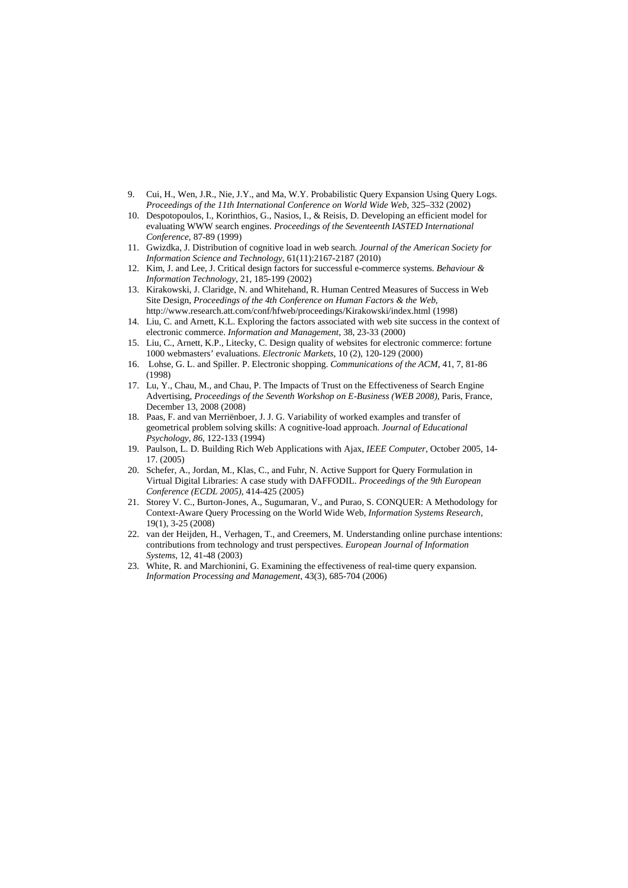9. Cui, H., Wen, J.R., Nie, J.Y., and Ma, W.Y. Probabilistic Query Expansion Using Query Logs. *Proceedings of the 11th International Conference on World Wide Web*, 325–332 (2002)
10. Despotopoulos, I., Korinthios, G., Nasios, I., & Reisis, D. Developing an efficient model for evaluating WWW search engines. *Proceedings of the Seventeenth IASTED International Conference*, 87-89 (1999)
11. Gwizdka, J. Distribution of cognitive load in web search. *Journal of the American Society for Information Science and Technology*, 61(11):2167-2187 (2010)
12. Kim, J. and Lee, J. Critical design factors for successful e-commerce systems. *Behaviour & Information Technology*, 21, 185-199 (2002)
13. Kirakowski, J. Claridge, N. and Whitehand, R. Human Centred Measures of Success in Web Site Design, *Proceedings of the 4th Conference on Human Factors & the Web*, http://www.research.att.com/conf/hfweb/proceedings/Kirakowski/index.html (1998)
14. Liu, C. and Arnett, K.L. Exploring the factors associated with web site success in the context of electronic commerce. *Information and Management*, 38, 23-33 (2000)
15. Liu, C., Arnett, K.P., Litecky, C. Design quality of websites for electronic commerce: fortune 1000 webmasters' evaluations. *Electronic Markets*, 10 (2), 120-129 (2000)
16. Lohse, G. L. and Spiller. P. Electronic shopping. *Communications of the ACM*, 41, 7, 81-86 (1998)
17. Lu, Y., Chau, M., and Chau, P. The Impacts of Trust on the Effectiveness of Search Engine Advertising, *Proceedings of the Seventh Workshop on E-Business (WEB 2008)*, Paris, France, December 13, 2008 (2008)
18. Paas, F. and van Merriënboer, J. J. G. Variability of worked examples and transfer of geometrical problem solving skills: A cognitive-load approach. *Journal of Educational Psychology, 86*, 122-133 (1994)
19. Paulson, L. D. Building Rich Web Applications with Ajax, *IEEE Computer*, October 2005, 14-17. (2005)
20. Schefer, A., Jordan, M., Klas, C., and Fuhr, N. Active Support for Query Formulation in Virtual Digital Libraries: A case study with DAFFODIL. *Proceedings of the 9th European Conference (ECDL 2005)*, 414-425 (2005)
21. Storey V. C., Burton-Jones, A., Sugumaran, V., and Purao, S. CONQUER: A Methodology for Context-Aware Query Processing on the World Wide Web, *Information Systems Research*, 19(1), 3-25 (2008)
22. van der Heijden, H., Verhagen, T., and Creemers, M. Understanding online purchase intentions: contributions from technology and trust perspectives. *European Journal of Information Systems*, 12, 41-48 (2003)
23. White, R. and Marchionini, G. Examining the effectiveness of real-time query expansion. *Information Processing and Management*, 43(3), 685-704 (2006)